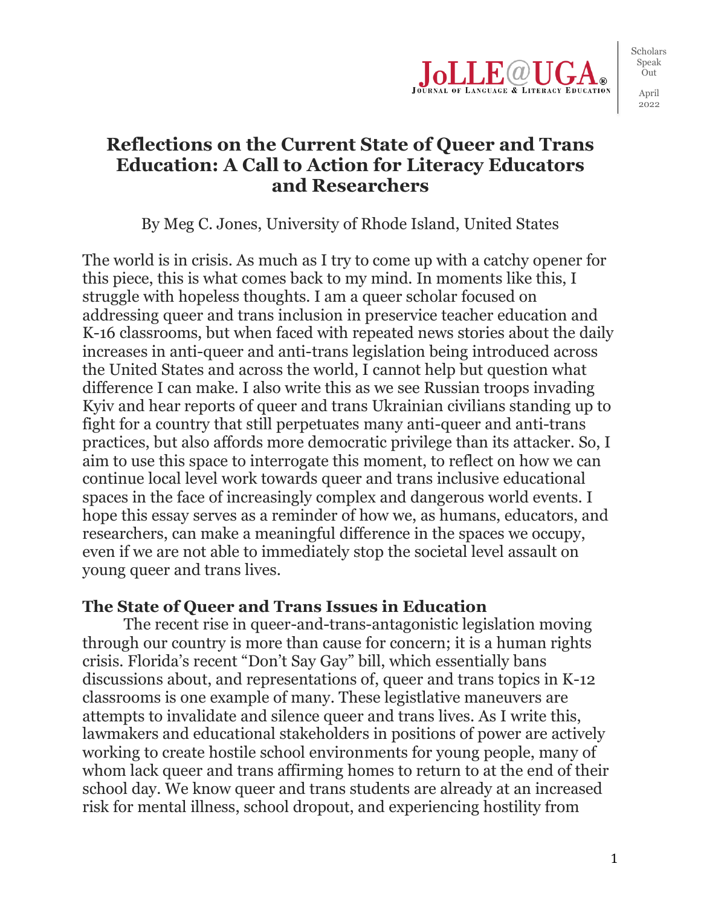# Reflections on the Current State of Queer and Trans Education: A Call to Action for Literacy Educators and Researchers

By Meg C. Jones, University of Rhode Island, United States

The world is in crisis. As much as I try to come up with a catchy opener for this piece, this is what comes back to my mind. In moments like this, I struggle with hopeless thoughts. I am a queer scholar focused on addressing queer and trans inclusion in preservice teacher education and K-16 classrooms, but when faced with repeated news stories about the daily increases in anti-queer and anti-trans legislation being introduced across the United States and across the world, I cannot help but question what difference I can make. I also write this as we see Russian troops invading Kyiv and hear reports of queer and trans Ukrainian civilians standing up to fight for a country that still perpetuates many anti-queer and anti-trans practices, but also affords more democratic privilege than its attacker. So, I aim to use this space to interrogate this moment, to reflect on how we can continue local level work towards queer and trans inclusive educational spaces in the face of increasingly complex and dangerous world events. I hope this essay serves as a reminder of how we, as humans, educators, and researchers, can make a meaningful difference in the spaces we occupy, even if we are not able to immediately stop the societal level assault on young queer and trans lives.

## The State of Queer and Trans Issues in Education

The recent rise in queer-and-trans-antagonistic legislation moving through our country is more than cause for concern; it is a human rights crisis. Florida's recent "Don't Say Gay" bill, which essentially bans discussions about, and representations of, queer and trans topics in K-12 classrooms is one example of many. These legistlative maneuvers are attempts to invalidate and silence queer and trans lives. As I write this, lawmakers and educational stakeholders in positions of power are actively working to create hostile school environments for young people, many of whom lack queer and trans affirming homes to return to at the end of their school day. We know queer and trans students are already at an increased risk for mental illness, school dropout, and experiencing hostility from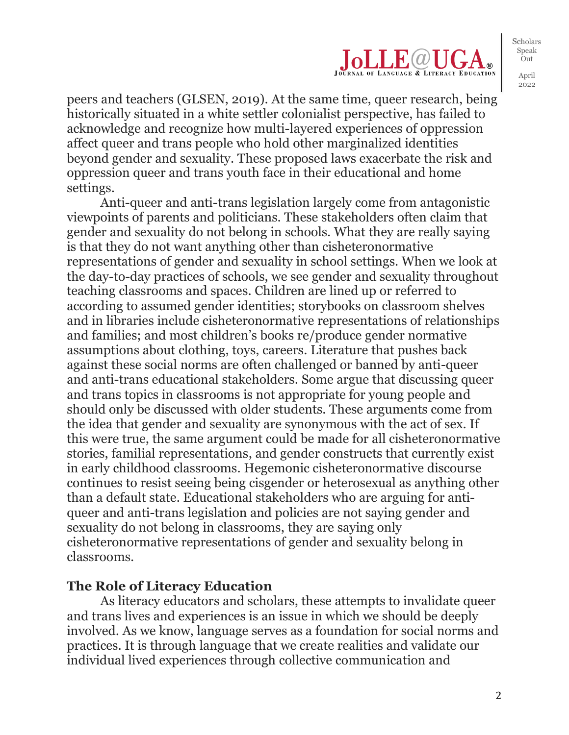peers and teachers (GLSEN, 2019). At the same time, queer research, being historically situated in a white settler colonialist perspective, has failed to acknowledge and recognize how multi-layered experiences of oppression affect queer and trans people who hold other marginalized identities beyond gender and sexuality. These proposed laws exacerbate the risk and oppression queer and trans youth face in their educational and home settings.

Anti-queer and anti-trans legislation largely come from antagonistic viewpoints of parents and politicians. These stakeholders often claim that gender and sexuality do not belong in schools. What they are really saying is that they do not want anything other than cisheteronormative representations of gender and sexuality in school settings. When we look at the day-to-day practices of schools, we see gender and sexuality throughout teaching classrooms and spaces. Children are lined up or referred to according to assumed gender identities; storybooks on classroom shelves and in libraries include cisheteronormative representations of relationships and families; and most children's books re/produce gender normative assumptions about clothing, toys, careers. Literature that pushes back against these social norms are often challenged or banned by anti-queer and anti-trans educational stakeholders. Some argue that discussing queer and trans topics in classrooms is not appropriate for young people and should only be discussed with older students. These arguments come from the idea that gender and sexuality are synonymous with the act of sex. If this were true, the same argument could be made for all cisheteronormative stories, familial representations, and gender constructs that currently exist in early childhood classrooms. Hegemonic cisheteronormative discourse continues to resist seeing being cisgender or heterosexual as anything other than a default state. Educational stakeholders who are arguing for anti-queer and anti-trans legislation and policies are not saying gender and sexuality do not belong in classrooms, they are saying only cisheteronormative representations of gender and sexuality belong in classrooms.

## The Role of Literacy Education

As literacy educators and scholars, these attempts to invalidate queer and trans lives and experiences is an issue in which we should be deeply involved. As we know, language serves as a foundation for social norms and practices. It is through language that we create realities and validate our individual lived experiences through collective communication and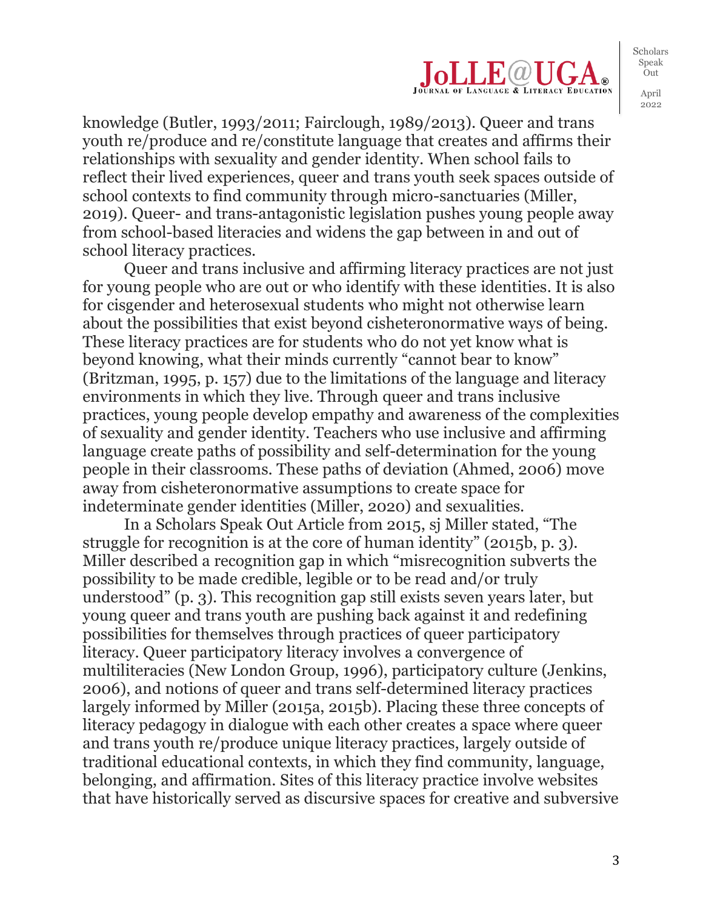knowledge (Butler, 1993/2011; Fairclough, 1989/2013). Queer and trans youth re/produce and re/constitute language that creates and affirms their relationships with sexuality and gender identity. When school fails to reflect their lived experiences, queer and trans youth seek spaces outside of school contexts to find community through micro-sanctuaries (Miller, 2019). Queer- and trans-antagonistic legislation pushes young people away from school-based literacies and widens the gap between in and out of school literacy practices.

Queer and trans inclusive and affirming literacy practices are not just for young people who are out or who identify with these identities. It is also for cisgender and heterosexual students who might not otherwise learn about the possibilities that exist beyond cisheteronormative ways of being. These literacy practices are for students who do not yet know what is beyond knowing, what their minds currently "cannot bear to know" (Britzman, 1995, p. 157) due to the limitations of the language and literacy environments in which they live. Through queer and trans inclusive practices, young people develop empathy and awareness of the complexities of sexuality and gender identity. Teachers who use inclusive and affirming language create paths of possibility and self-determination for the young people in their classrooms. These paths of deviation (Ahmed, 2006) move away from cisheteronormative assumptions to create space for indeterminate gender identities (Miller, 2020) and sexualities.

In a Scholars Speak Out Article from 2015, sj Miller stated, "The struggle for recognition is at the core of human identity" (2015b, p. 3). Miller described a recognition gap in which "misrecognition subverts the possibility to be made credible, legible or to be read and/or truly understood" (p. 3). This recognition gap still exists seven years later, but young queer and trans youth are pushing back against it and redefining possibilities for themselves through practices of queer participatory literacy. Queer participatory literacy involves a convergence of multiliteracies (New London Group, 1996), participatory culture (Jenkins, 2006), and notions of queer and trans self-determined literacy practices largely informed by Miller (2015a, 2015b). Placing these three concepts of literacy pedagogy in dialogue with each other creates a space where queer and trans youth re/produce unique literacy practices, largely outside of traditional educational contexts, in which they find community, language, belonging, and affirmation. Sites of this literacy practice involve websites that have historically served as discursive spaces for creative and subversive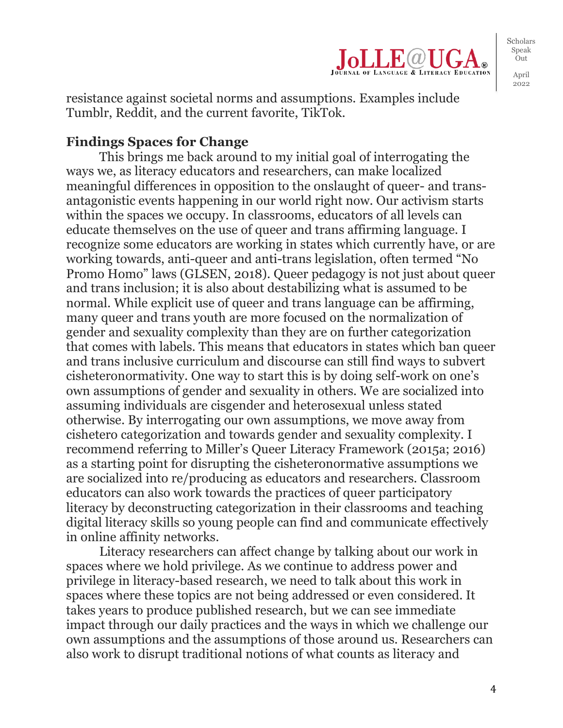resistance against societal norms and assumptions. Examples include Tumblr, Reddit, and the current favorite, TikTok.

**Findings Spaces for Change**

This brings me back around to my initial goal of interrogating the ways we, as literacy educators and researchers, can make localized meaningful differences in opposition to the onslaught of queer- and trans-antagonistic events happening in our world right now. Our activism starts within the spaces we occupy. In classrooms, educators of all levels can educate themselves on the use of queer and trans affirming language. I recognize some educators are working in states which currently have, or are working towards, anti-queer and anti-trans legislation, often termed "No Promo Homo" laws (GLSEN, 2018). Queer pedagogy is not just about queer and trans inclusion; it is also about destabilizing what is assumed to be normal. While explicit use of queer and trans language can be affirming, many queer and trans youth are more focused on the normalization of gender and sexuality complexity than they are on further categorization that comes with labels. This means that educators in states which ban queer and trans inclusive curriculum and discourse can still find ways to subvert cisheteronormativity. One way to start this is by doing self-work on one's own assumptions of gender and sexuality in others. We are socialized into assuming individuals are cisgender and heterosexual unless stated otherwise. By interrogating our own assumptions, we move away from cishetero categorization and towards gender and sexuality complexity. I recommend referring to Miller's Queer Literacy Framework (2015a; 2016) as a starting point for disrupting the cisheteronormative assumptions we are socialized into re/producing as educators and researchers. Classroom educators can also work towards the practices of queer participatory literacy by deconstructing categorization in their classrooms and teaching digital literacy skills so young people can find and communicate effectively in online affinity networks.

Literacy researchers can affect change by talking about our work in spaces where we hold privilege. As we continue to address power and privilege in literacy-based research, we need to talk about this work in spaces where these topics are not being addressed or even considered. It takes years to produce published research, but we can see immediate impact through our daily practices and the ways in which we challenge our own assumptions and the assumptions of those around us. Researchers can also work to disrupt traditional notions of what counts as literacy and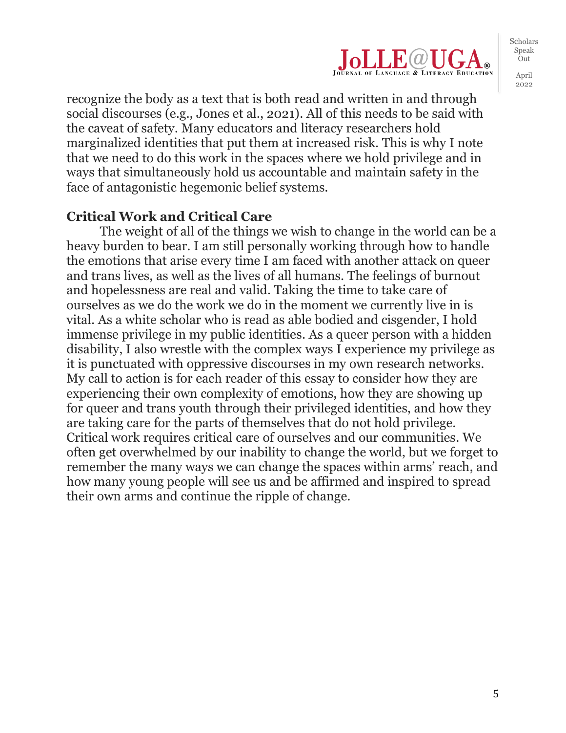recognize the body as a text that is both read and written in and through social discourses (e.g., Jones et al., 2021). All of this needs to be said with the caveat of safety. Many educators and literacy researchers hold marginalized identities that put them at increased risk. This is why I note that we need to do this work in the spaces where we hold privilege and in ways that simultaneously hold us accountable and maintain safety in the face of antagonistic hegemonic belief systems.

**Critical Work and Critical Care**

The weight of all of the things we wish to change in the world can be a heavy burden to bear. I am still personally working through how to handle the emotions that arise every time I am faced with another attack on queer and trans lives, as well as the lives of all humans. The feelings of burnout and hopelessness are real and valid. Taking the time to take care of ourselves as we do the work we do in the moment we currently live in is vital. As a white scholar who is read as able bodied and cisgender, I hold immense privilege in my public identities. As a queer person with a hidden disability, I also wrestle with the complex ways I experience my privilege as it is punctuated with oppressive discourses in my own research networks. My call to action is for each reader of this essay to consider how they are experiencing their own complexity of emotions, how they are showing up for queer and trans youth through their privileged identities, and how they are taking care for the parts of themselves that do not hold privilege. Critical work requires critical care of ourselves and our communities. We often get overwhelmed by our inability to change the world, but we forget to remember the many ways we can change the spaces within arms' reach, and how many young people will see us and be affirmed and inspired to spread their own arms and continue the ripple of change.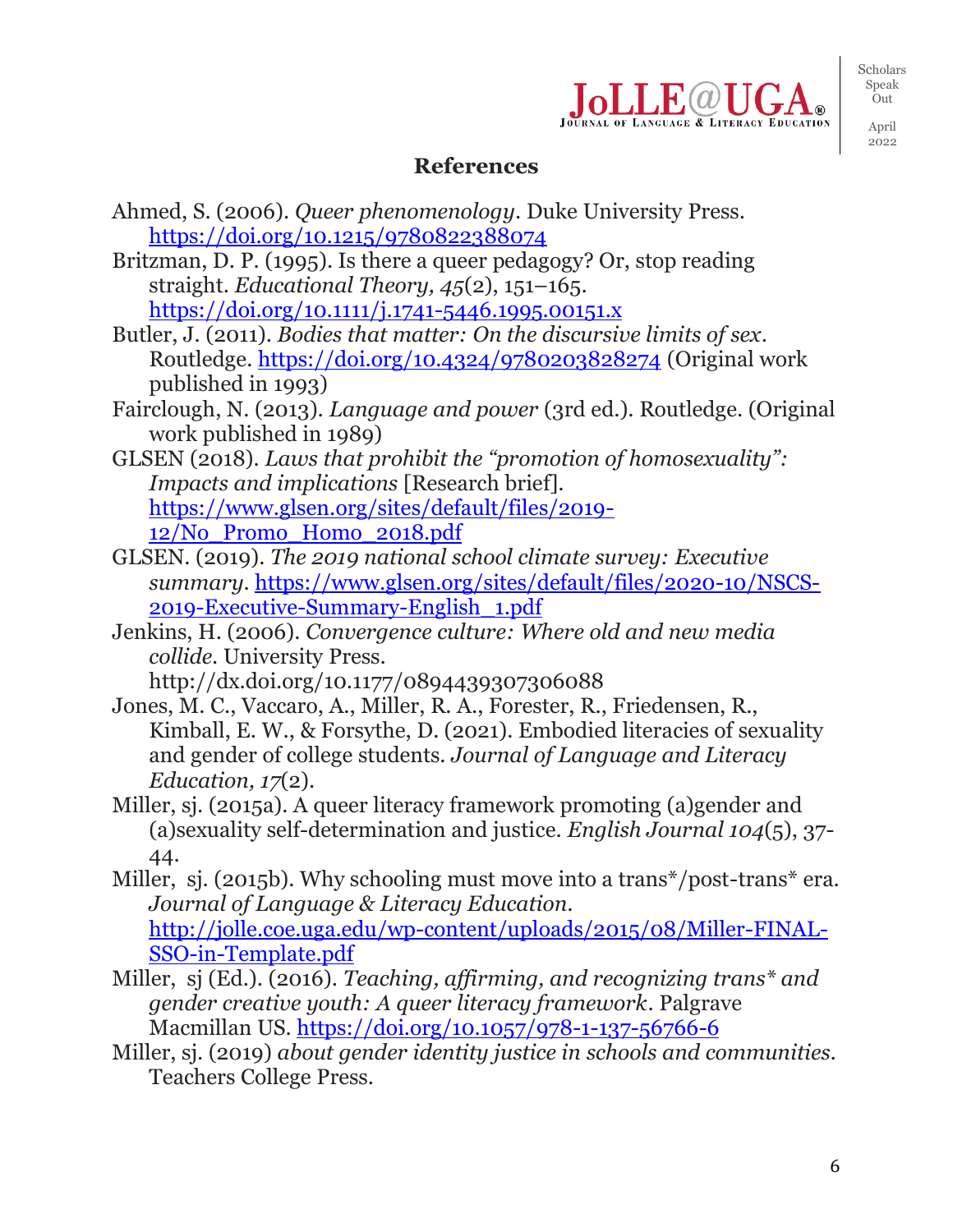## References

Ahmed, S. (2006). *Queer phenomenology*. Duke University Press. https://doi.org/10.1215/9780822388074

Britzman, D. P. (1995). Is there a queer pedagogy? Or, stop reading straight. *Educational Theory, 45*(2), 151–165. https://doi.org/10.1111/j.1741-5446.1995.00151.x

Butler, J. (2011). *Bodies that matter: On the discursive limits of sex*. Routledge. https://doi.org/10.4324/9780203828274 (Original work published in 1993)

Fairclough, N. (2013). *Language and power* (3rd ed.). Routledge. (Original work published in 1989)

GLSEN (2018). *Laws that prohibit the "promotion of homosexuality": Impacts and implications* [Research brief]. https://www.glsen.org/sites/default/files/2019-12/No_Promo_Homo_2018.pdf

GLSEN. (2019). *The 2019 national school climate survey: Executive summary*. https://www.glsen.org/sites/default/files/2020-10/NSCS-2019-Executive-Summary-English_1.pdf

Jenkins, H. (2006). *Convergence culture: Where old and new media collide*. University Press. http://dx.doi.org/10.1177/0894439307306088

Jones, M. C., Vaccaro, A., Miller, R. A., Forester, R., Friedensen, R., Kimball, E. W., & Forsythe, D. (2021). Embodied literacies of sexuality and gender of college students. *Journal of Language and Literacy Education, 17*(2).

Miller, sj. (2015a). A queer literacy framework promoting (a)gender and (a)sexuality self-determination and justice. *English Journal 104*(5), 37-44.

Miller, sj. (2015b). Why schooling must move into a trans*/post-trans* era. *Journal of Language & Literacy Education*. http://jolle.coe.uga.edu/wp-content/uploads/2015/08/Miller-FINAL-SSO-in-Template.pdf

Miller, sj (Ed.). (2016). *Teaching, affirming, and recognizing trans* and gender creative youth: A queer literacy framework*. Palgrave Macmillan US. https://doi.org/10.1057/978-1-137-56766-6

Miller, sj. (2019) *about gender identity justice in schools and communities*. Teachers College Press.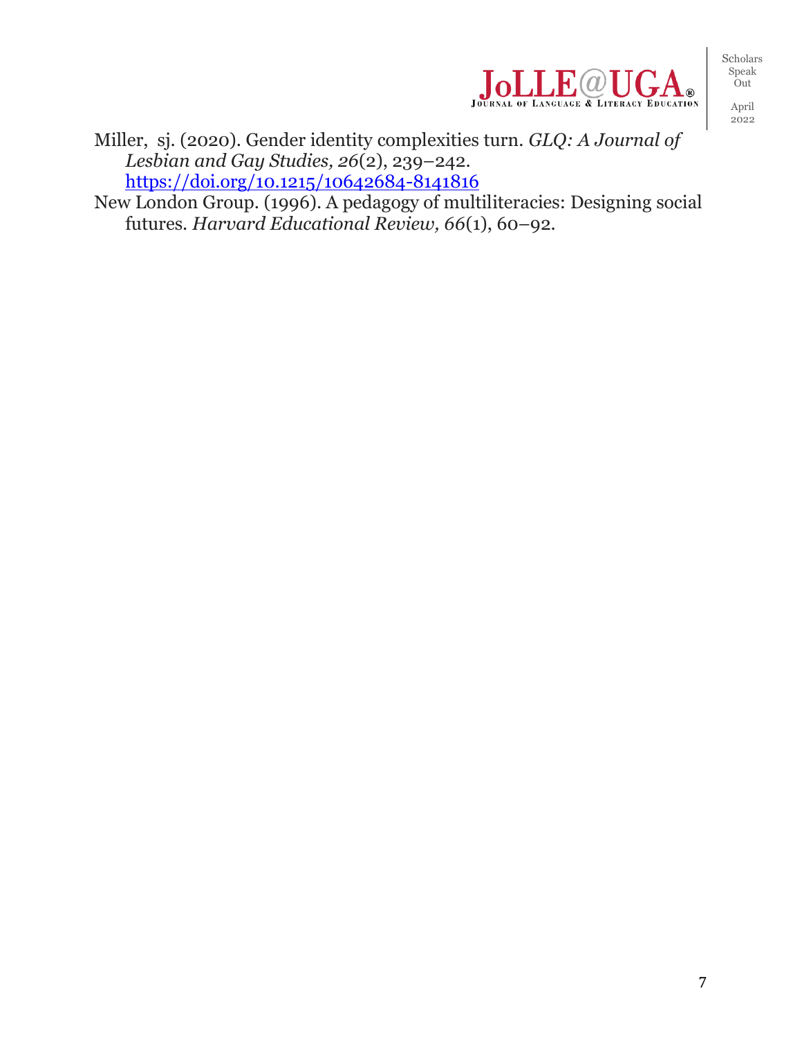Miller, sj. (2020). Gender identity complexities turn. *GLQ: A Journal of Lesbian and Gay Studies, 26*(2), 239–242. https://doi.org/10.1215/10642684-8141816

New London Group. (1996). A pedagogy of multiliteracies: Designing social futures. *Harvard Educational Review, 66*(1), 60–92.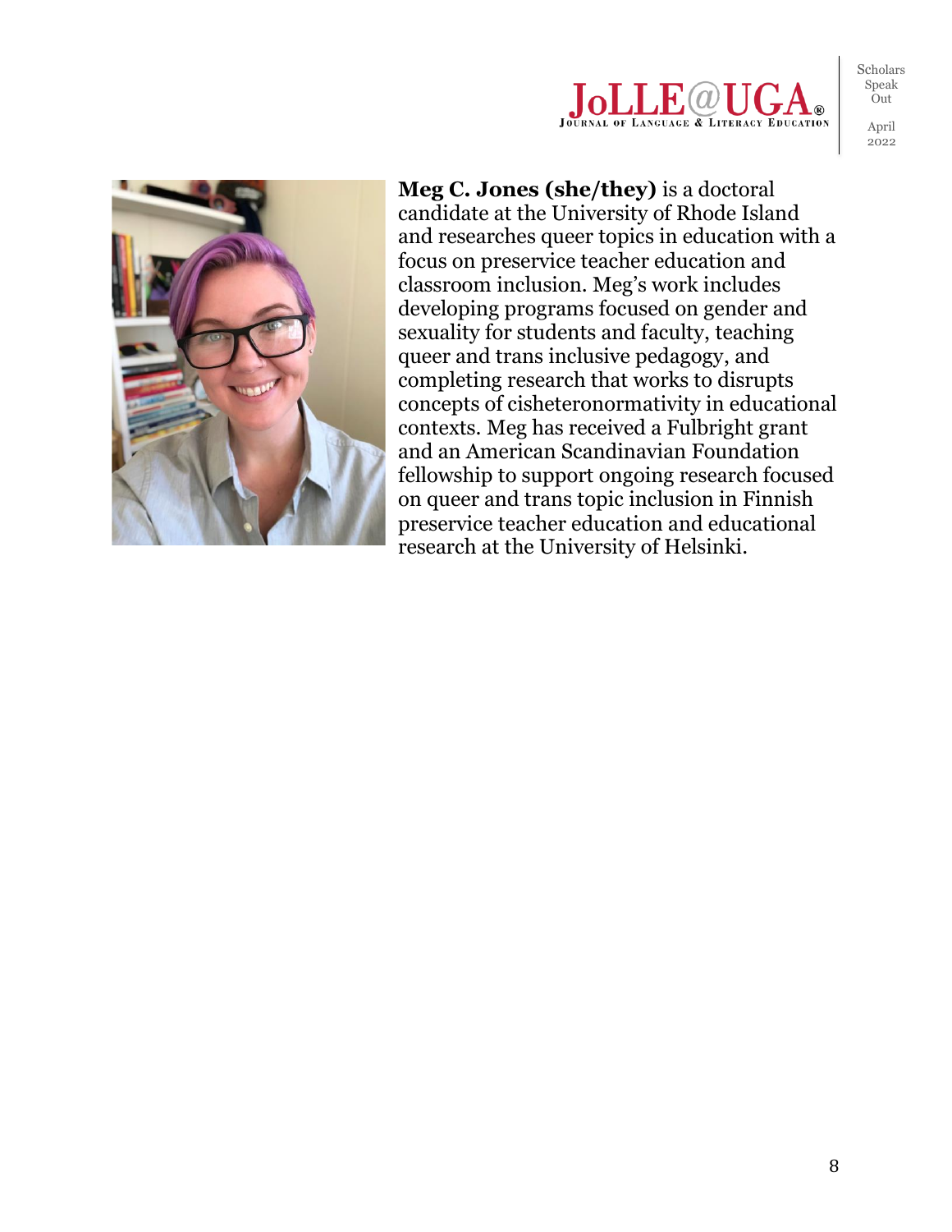**Meg C. Jones (she/they)** is a doctoral candidate at the University of Rhode Island and researches queer topics in education with a focus on preservice teacher education and classroom inclusion. Meg's work includes developing programs focused on gender and sexuality for students and faculty, teaching queer and trans inclusive pedagogy, and completing research that works to disrupts concepts of cisheteronormativity in educational contexts. Meg has received a Fulbright grant and an American Scandinavian Foundation fellowship to support ongoing research focused on queer and trans topic inclusion in Finnish preservice teacher education and educational research at the University of Helsinki.